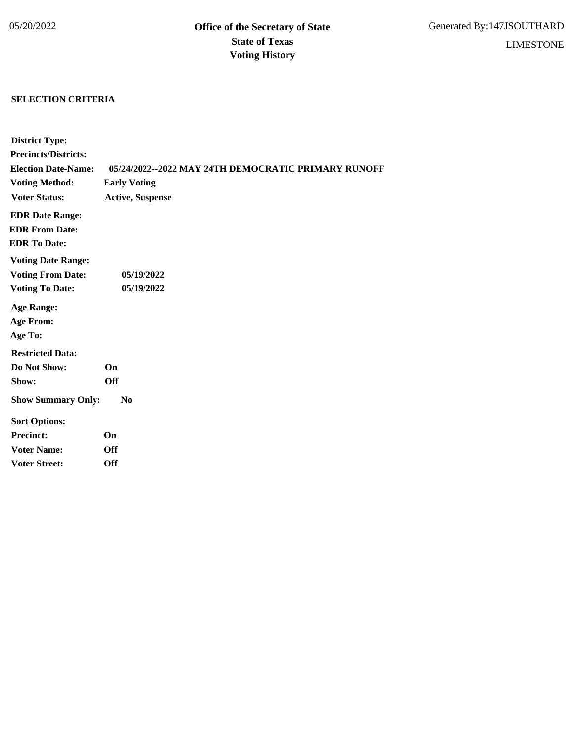05/20/2022

**Office of the Secretary of State**
**State of Texas**
**Voting History**

Generated By:147JSOUTHARD

LIMESTONE

## SELECTION CRITERIA

**District Type:**
**Precincts/Districts:**
**Election Date-Name:** 05/24/2022--2022 MAY 24TH DEMOCRATIC PRIMARY RUNOFF
**Voting Method:** Early Voting
**Voter Status:** Active, Suspense

**EDR Date Range:**
**EDR From Date:**
**EDR To Date:**

**Voting Date Range:**
**Voting From Date:** 05/19/2022
**Voting To Date:** 05/19/2022

**Age Range:**
**Age From:**
**Age To:**

**Restricted Data:**
**Do Not Show:** On
**Show:** Off

**Show Summary Only:** No

**Sort Options:**
**Precinct:** On
**Voter Name:** Off
**Voter Street:** Off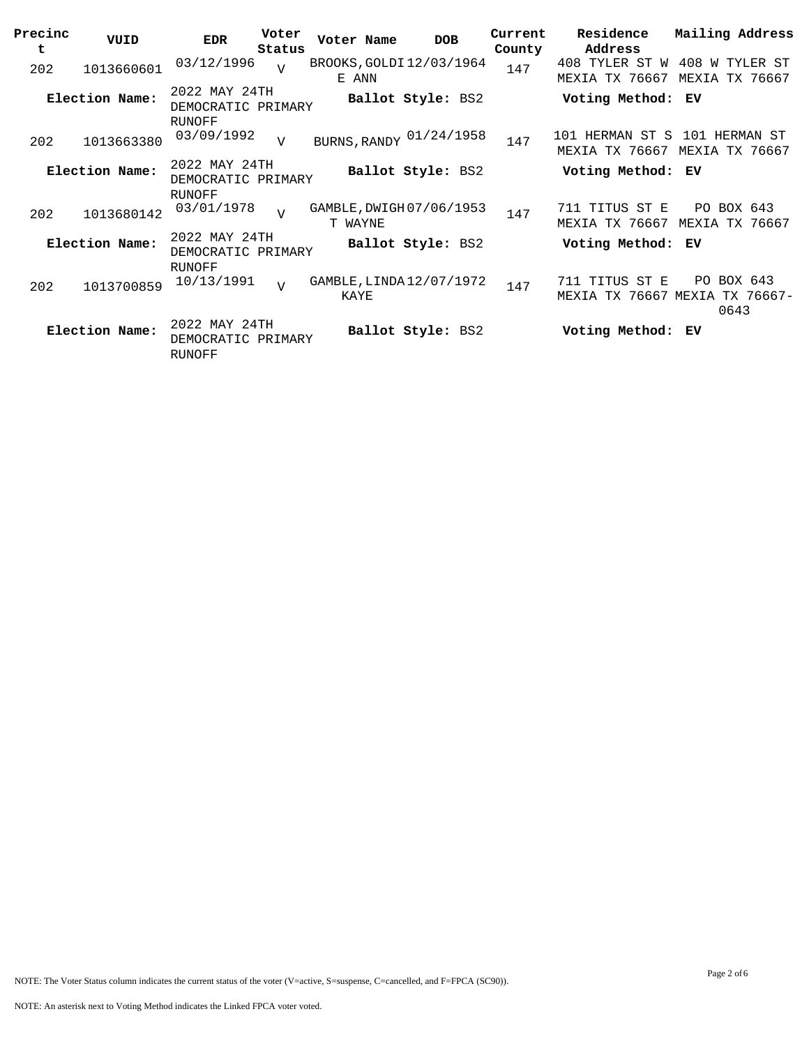| Precinct | VUID | EDR | Voter Status | Voter Name | DOB | Current County | Residence Address | Mailing Address |
|---|---|---|---|---|---|---|---|---|
| 202 | 1013660601 | 03/12/1996 | V | BROOKS, GOLDIE ANN | 12/03/1964 | 147 | 408 TYLER ST W MEXIA TX 76667 | 408 W TYLER ST MEXIA TX 76667 |
| **Election Name:** | | 2022 MAY 24TH DEMOCRATIC PRIMARY RUNOFF | | **Ballot Style:** BS2 | | | **Voting Method:** EV | |
| 202 | 1013663380 | 03/09/1992 | V | BURNS, RANDY | 01/24/1958 | 147 | 101 HERMAN ST S MEXIA TX 76667 | 101 HERMAN ST MEXIA TX 76667 |
| **Election Name:** | | 2022 MAY 24TH DEMOCRATIC PRIMARY RUNOFF | | **Ballot Style:** BS2 | | | **Voting Method:** EV | |
| 202 | 1013680142 | 03/01/1978 | V | GAMBLE, DWIGHT WAYNE | 07/06/1953 | 147 | 711 TITUS ST E MEXIA TX 76667 | PO BOX 643 MEXIA TX 76667 |
| **Election Name:** | | 2022 MAY 24TH DEMOCRATIC PRIMARY RUNOFF | | **Ballot Style:** BS2 | | | **Voting Method:** EV | |
| 202 | 1013700859 | 10/13/1991 | V | GAMBLE, LINDA KAYE | 12/07/1972 | 147 | 711 TITUS ST E MEXIA TX 76667 | PO BOX 643 MEXIA TX 76667-0643 |
| **Election Name:** | | 2022 MAY 24TH DEMOCRATIC PRIMARY RUNOFF | | **Ballot Style:** BS2 | | | **Voting Method:** EV | |

NOTE: The Voter Status column indicates the current status of the voter (V=active, S=suspense, C=cancelled, and F=FPCA (SC90)).

NOTE: An asterisk next to Voting Method indicates the Linked FPCA voter voted.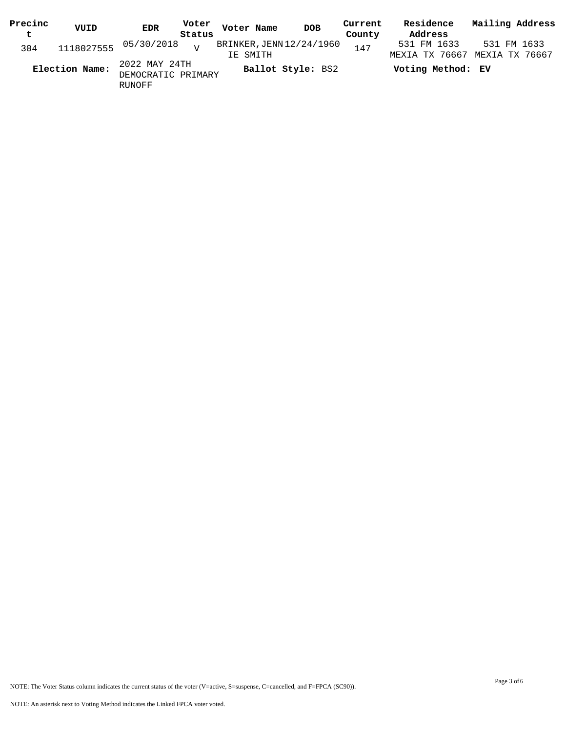| Precinct | VUID | EDR | Voter Status | Voter Name | DOB | Current County | Residence Address | Mailing Address |
|---|---|---|---|---|---|---|---|---|
| 304 | 1118027555 | 05/30/2018 | V | BRINKER, JENNIE SMITH | 12/24/1960 | 147 | 531 FM 1633 MEXIA TX 76667 | 531 FM 1633 MEXIA TX 76667 |

**Election Name:** 2022 MAY 24TH DEMOCRATIC PRIMARY RUNOFF **Ballot Style:** BS2 **Voting Method:** **EV**

NOTE: The Voter Status column indicates the current status of the voter (V=active, S=suspense, C=cancelled, and F=FPCA (SC90)).

NOTE: An asterisk next to Voting Method indicates the Linked FPCA voter voted.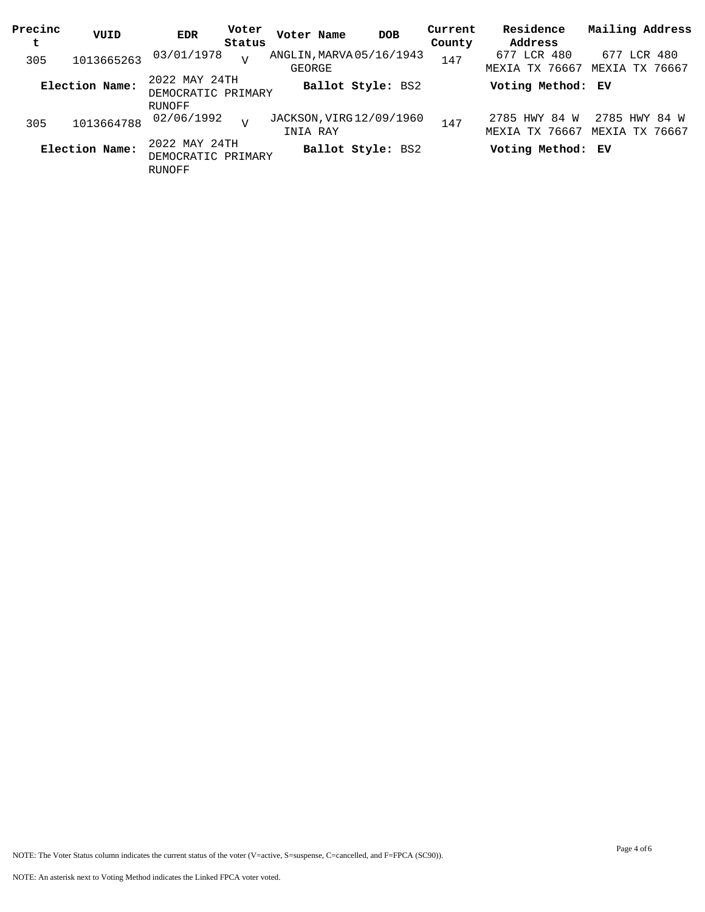| Precinct | VUID | EDR | Voter Status | Voter Name | DOB | Current County | Residence Address | Mailing Address |
|---|---|---|---|---|---|---|---|---|
| 305 | 1013665263 | 03/01/1978 | V | ANGLIN,MARVA GEORGE | 05/16/1943 | 147 | 677 LCR 480 MEXIA TX 76667 | 677 LCR 480 MEXIA TX 76667 |
| **Election Name:** | | 2022 MAY 24TH DEMOCRATIC PRIMARY RUNOFF | | **Ballot Style:** BS2 | | | **Voting Method:** EV | |
| 305 | 1013664788 | 02/06/1992 | V | JACKSON,VIRGINIA RAY | 12/09/1960 | 147 | 2785 HWY 84 W MEXIA TX 76667 | 2785 HWY 84 W MEXIA TX 76667 |
| **Election Name:** | | 2022 MAY 24TH DEMOCRATIC PRIMARY RUNOFF | | **Ballot Style:** BS2 | | | **Voting Method:** EV | |

NOTE: The Voter Status column indicates the current status of the voter (V=active, S=suspense, C=cancelled, and F=FPCA (SC90)).

NOTE: An asterisk next to Voting Method indicates the Linked FPCA voter voted.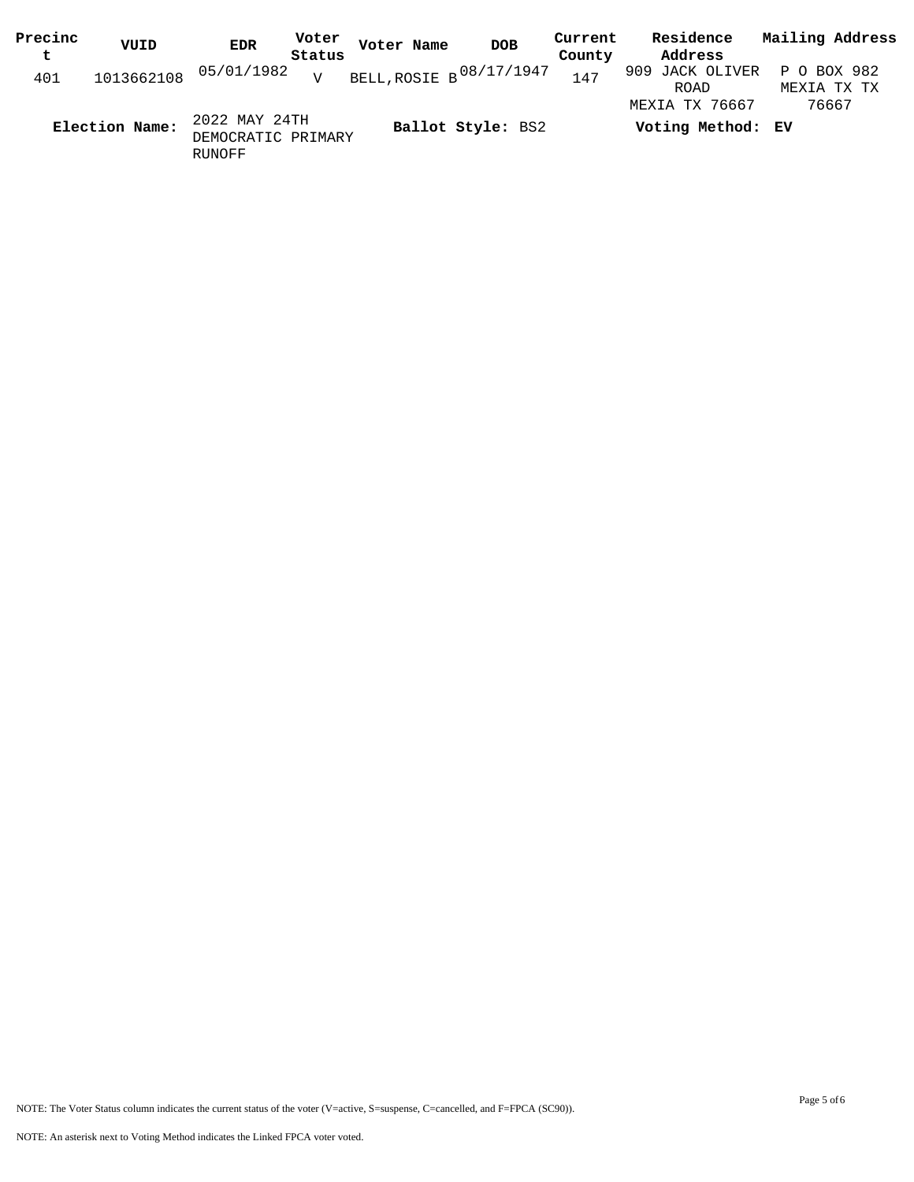| Precinct | VUID | EDR | Voter Status | Voter Name | DOB | Current County | Residence Address | Mailing Address |
|---|---|---|---|---|---|---|---|---|
| 401 | 1013662108 | 05/01/1982 | V | BELL,ROSIE B | 08/17/1947 | 147 | 909 JACK OLIVER ROAD MEXIA TX 76667 | P O BOX 982 MEXIA TX TX 76667 |

**Election Name:** 2022 MAY 24TH DEMOCRATIC PRIMARY RUNOFF **Ballot Style:** BS2 **Voting Method:** EV

NOTE: The Voter Status column indicates the current status of the voter (V=active, S=suspense, C=cancelled, and F=FPCA (SC90)).

NOTE: An asterisk next to Voting Method indicates the Linked FPCA voter voted.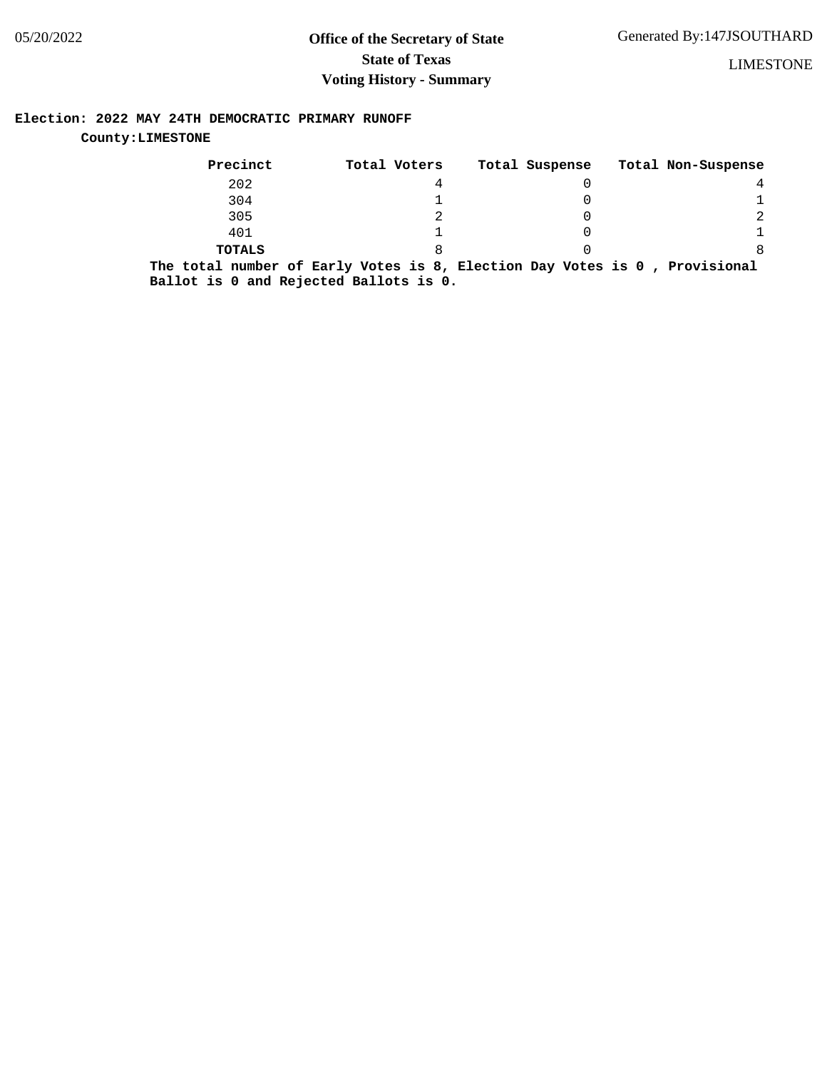05/20/2022

**Office of the Secretary of State**
**State of Texas**
**Voting History - Summary**

Generated By:147JSOUTHARD

LIMESTONE

**Election: 2022 MAY 24TH DEMOCRATIC PRIMARY RUNOFF**

**County:LIMESTONE**

| Precinct | Total Voters | Total Suspense | Total Non-Suspense |
|---|---|---|---|
| 202 | 4 | 0 | 4 |
| 304 | 1 | 0 | 1 |
| 305 | 2 | 0 | 2 |
| 401 | 1 | 0 | 1 |
| **TOTALS** | 8 | 0 | 8 |

**The total number of Early Votes is 8, Election Day Votes is 0 , Provisional Ballot is 0 and Rejected Ballots is 0.**